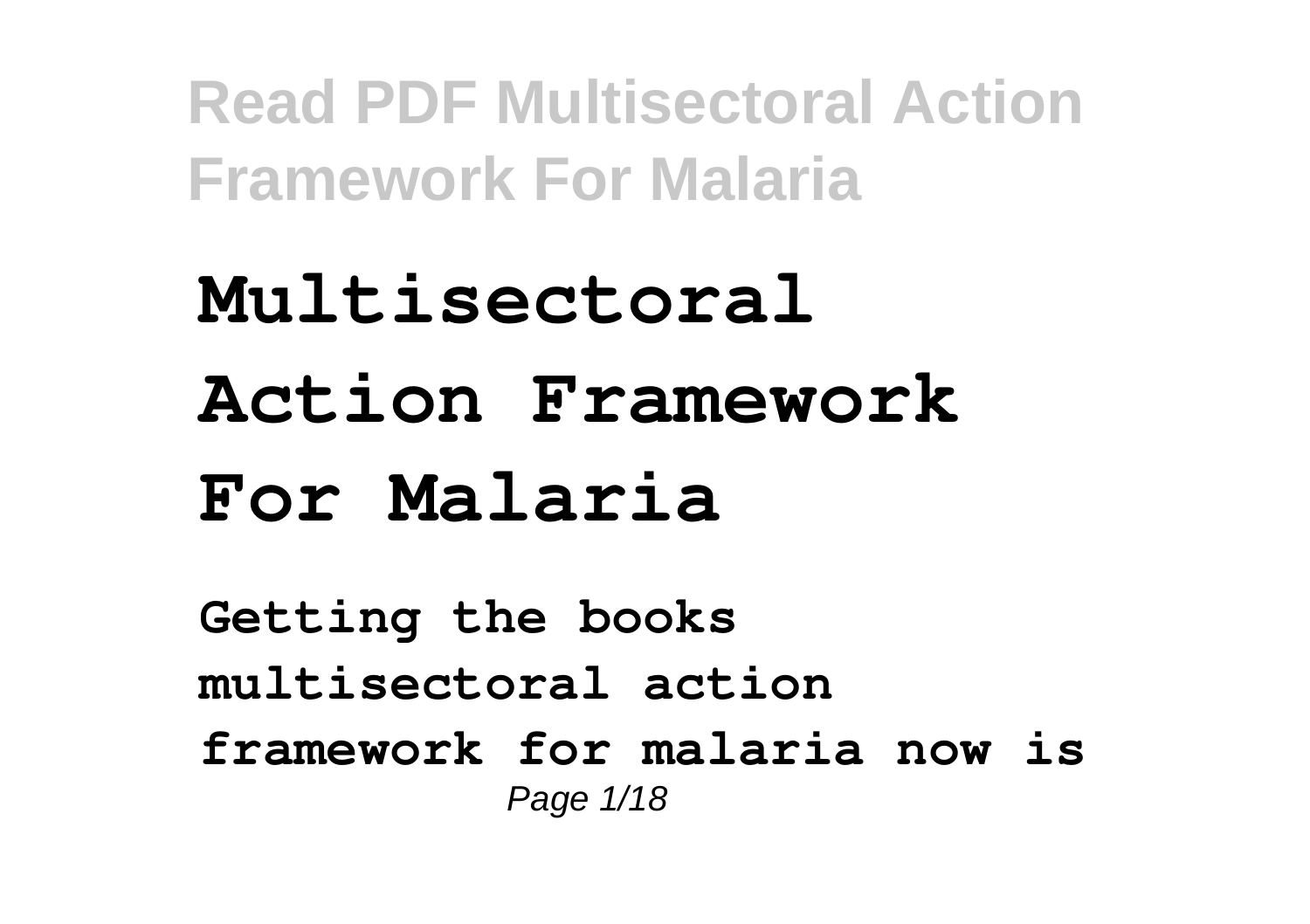# Multisectoral Action Framework For Malaria

**Getting the books multisectoral action framework for malaria now is**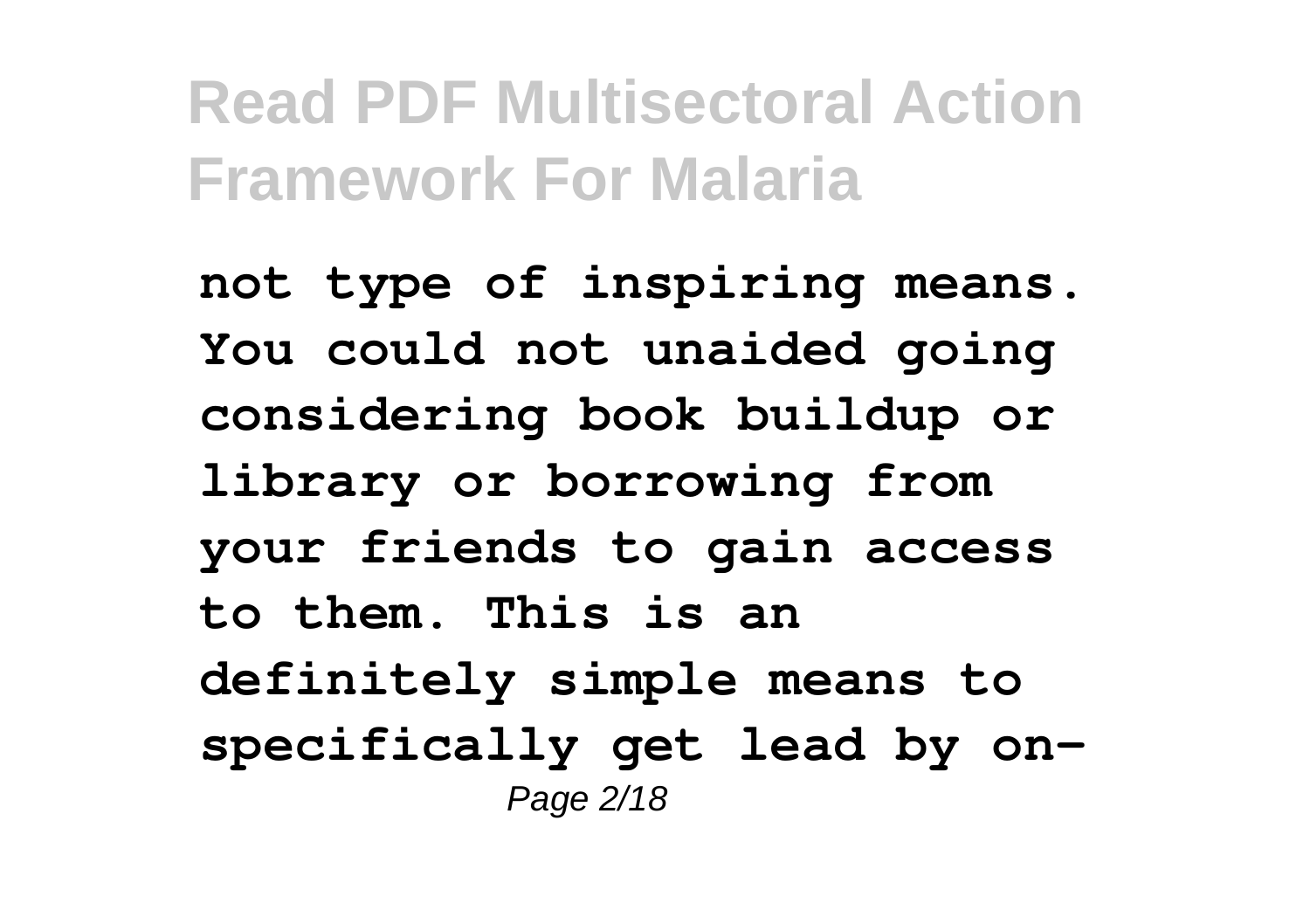**not type of inspiring means. You could not unaided going considering book buildup or library or borrowing from your friends to gain access to them. This is an definitely simple means to specifically get lead by on-**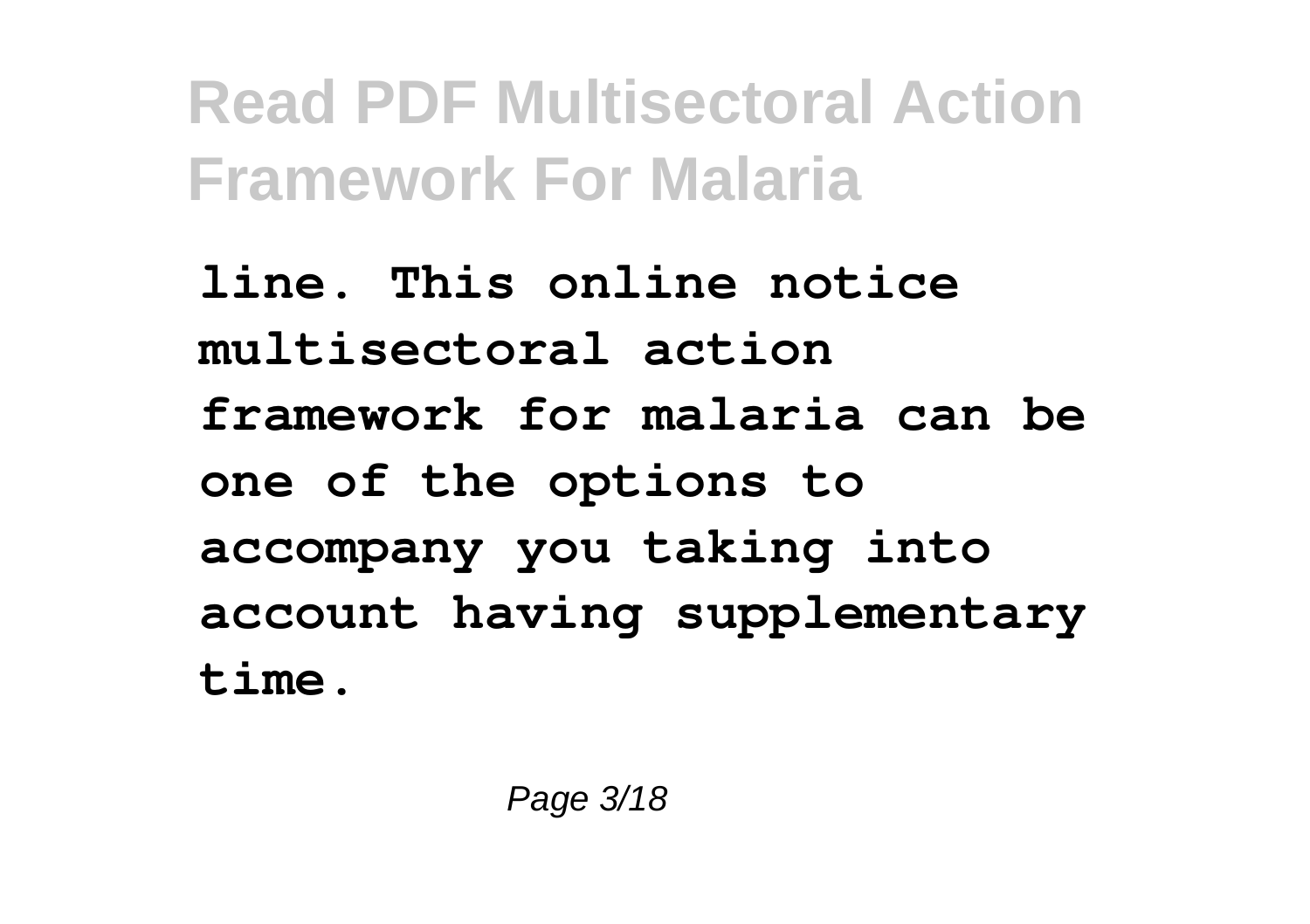**line. This online notice multisectoral action framework for malaria can be one of the options to accompany you taking into account having supplementary time.**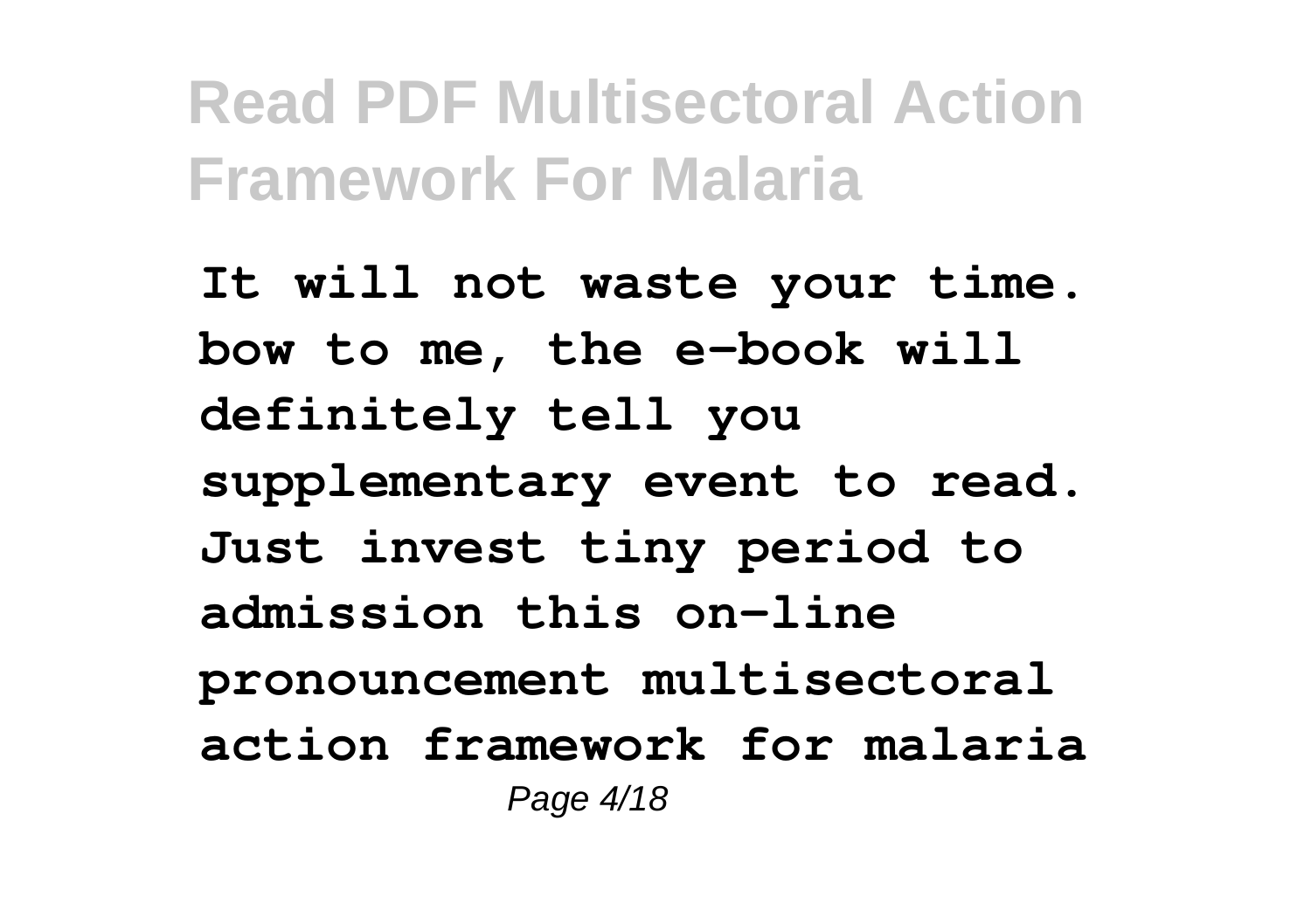**It will not waste your time. bow to me, the e-book will definitely tell you supplementary event to read. Just invest tiny period to admission this on-line pronouncement multisectoral action framework for malaria**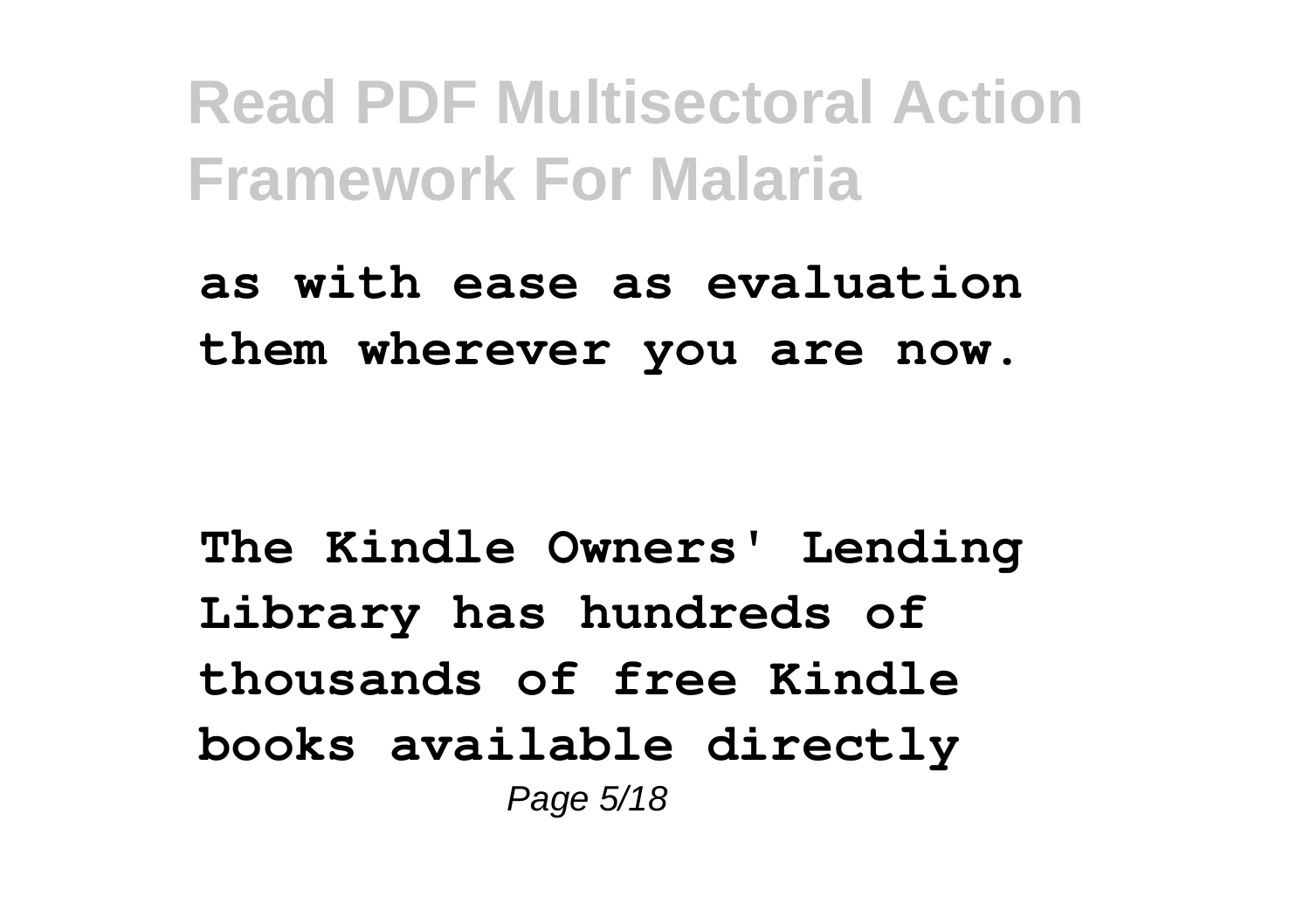**as with ease as evaluation them wherever you are now.**

**The Kindle Owners' Lending Library has hundreds of thousands of free Kindle books available directly**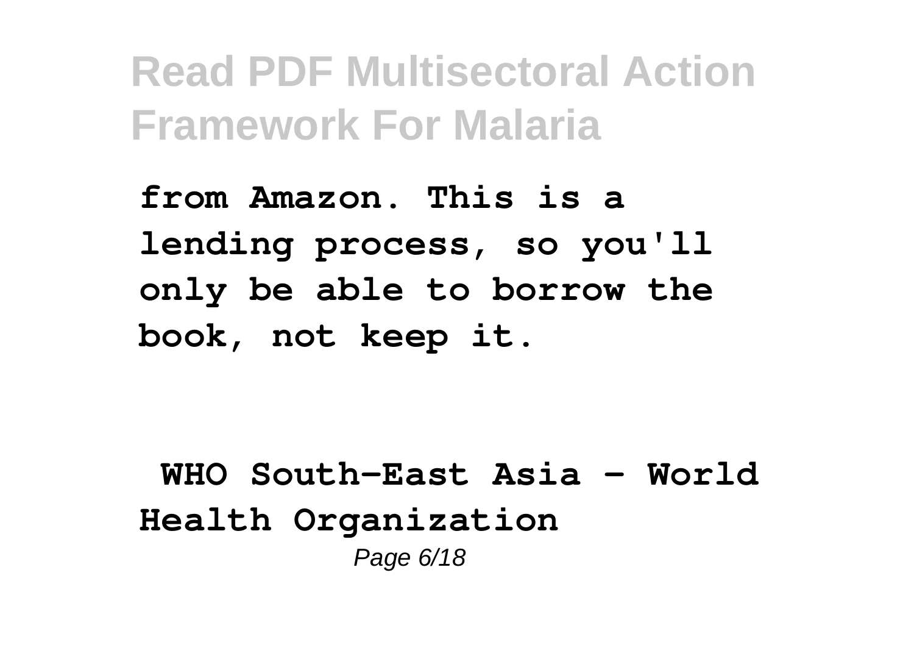**from Amazon. This is a lending process, so you'll only be able to borrow the book, not keep it.**

**WHO South-East Asia - World Health Organization**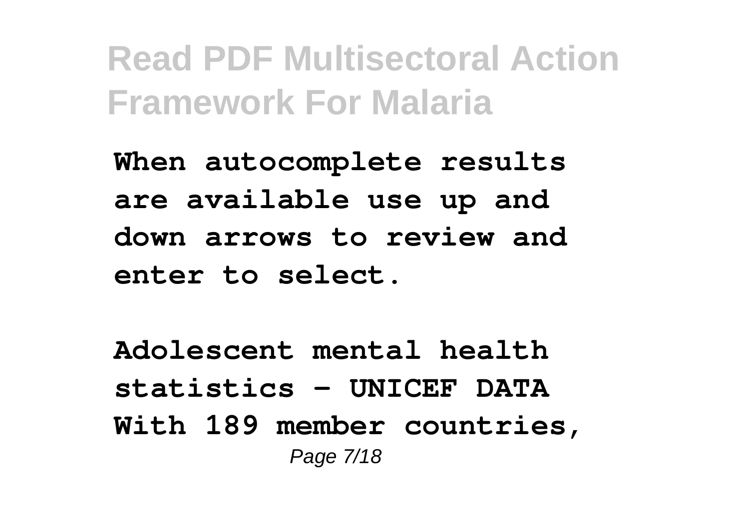**When autocomplete results are available use up and down arrows to review and enter to select.**

**Adolescent mental health statistics - UNICEF DATA**
**With 189 member countries,**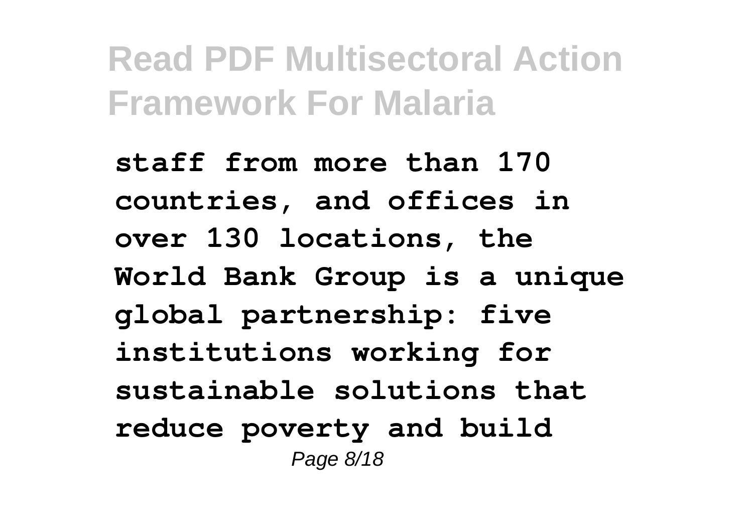staff from more than 170 countries, and offices in over 130 locations, the World Bank Group is a unique global partnership: five institutions working for sustainable solutions that reduce poverty and build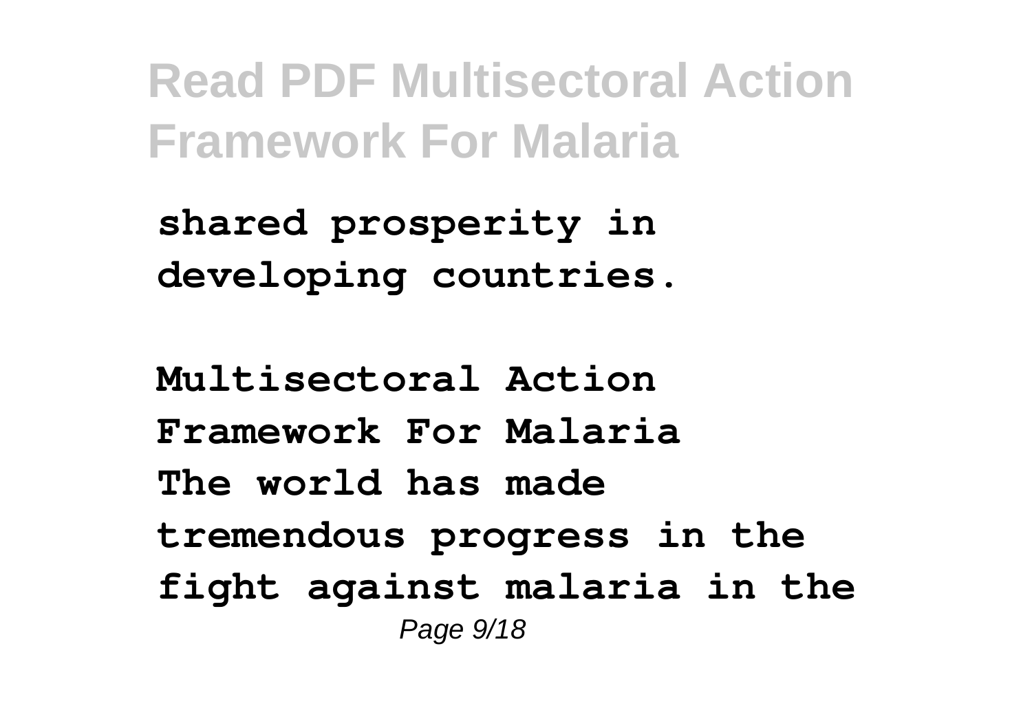**shared prosperity in developing countries.**

**Multisectoral Action Framework For Malaria**
**The world has made tremendous progress in the fight against malaria in the**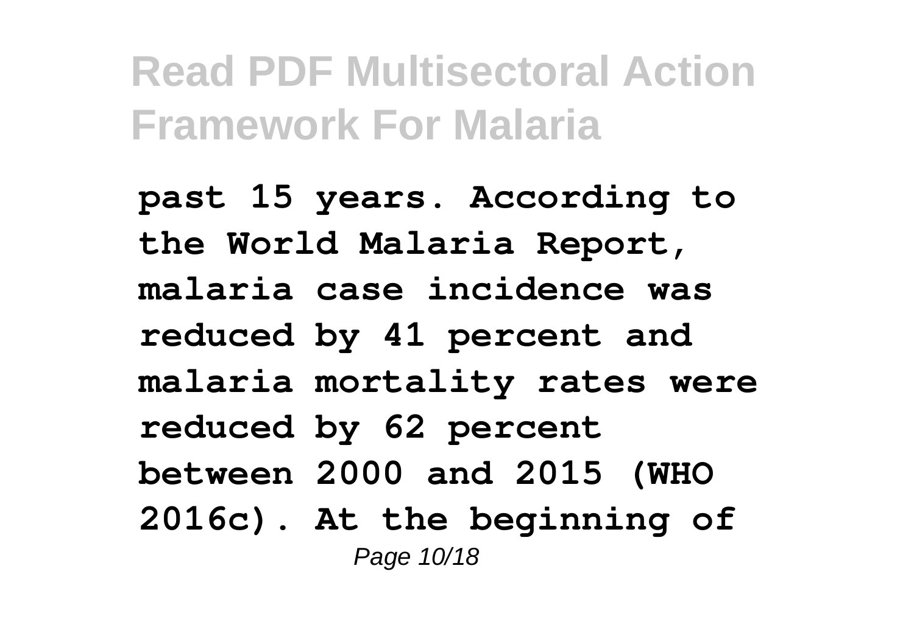past 15 years. According to the World Malaria Report, malaria case incidence was reduced by 41 percent and malaria mortality rates were reduced by 62 percent between 2000 and 2015 (WHO 2016c). At the beginning of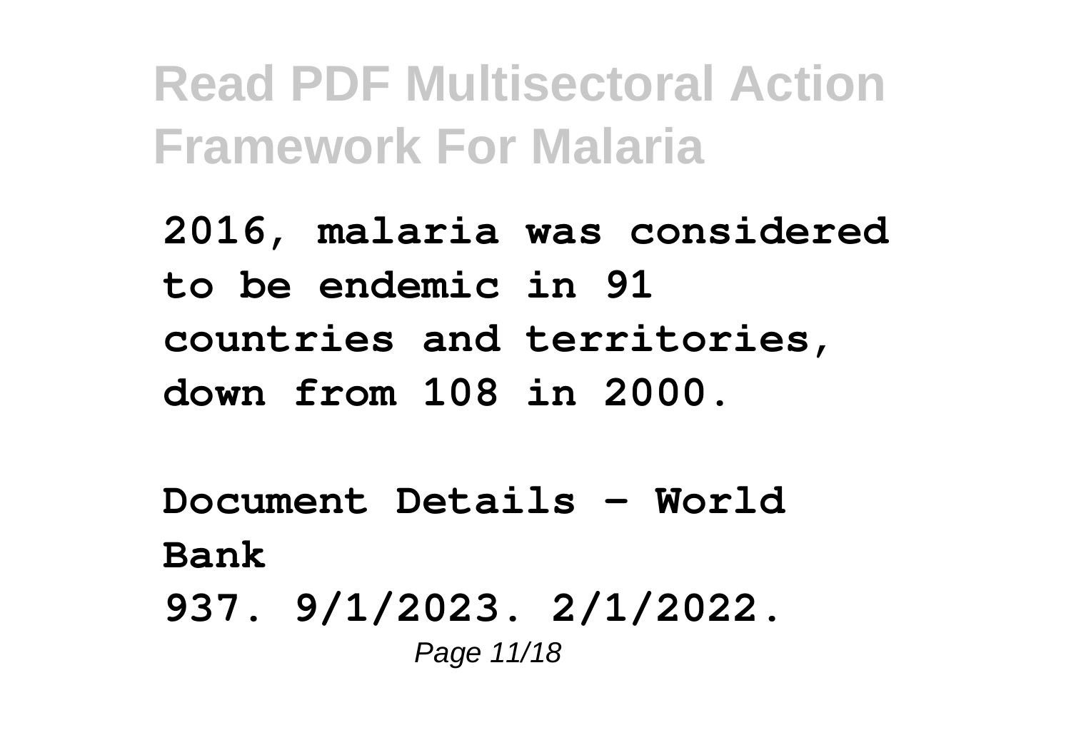**2016, malaria was considered to be endemic in 91 countries and territories, down from 108 in 2000.**

**Document Details - World Bank**

**937. 9/1/2023. 2/1/2022.**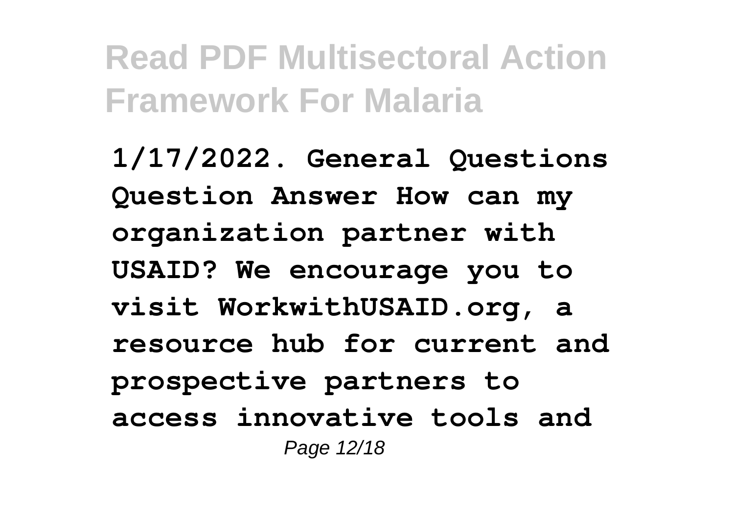1/17/2022. General Questions Question Answer How can my organization partner with USAID? We encourage you to visit WorkwithUSAID.org, a resource hub for current and prospective partners to access innovative tools and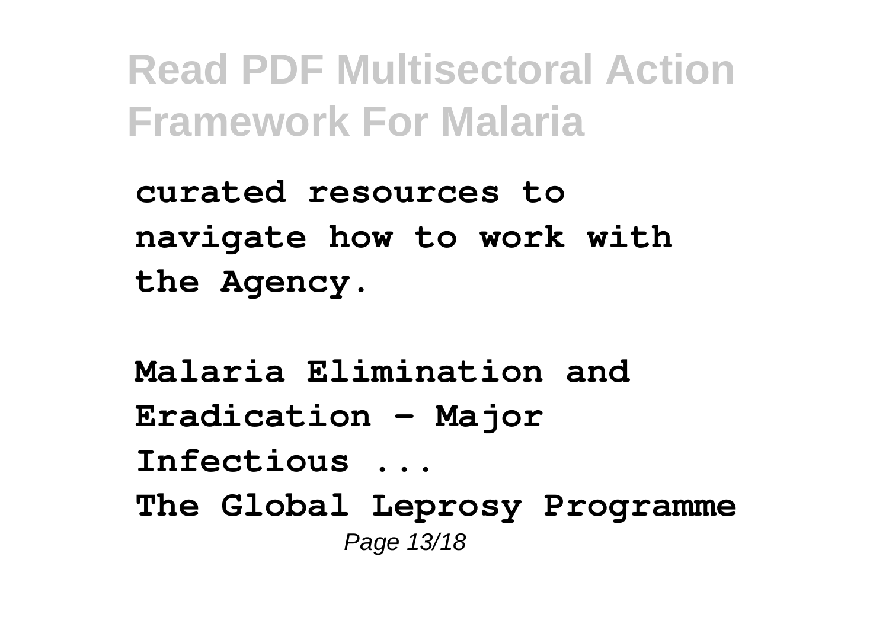curated resources to navigate how to work with the Agency.

**Malaria Elimination and Eradication - Major Infectious ...**

The Global Leprosy Programme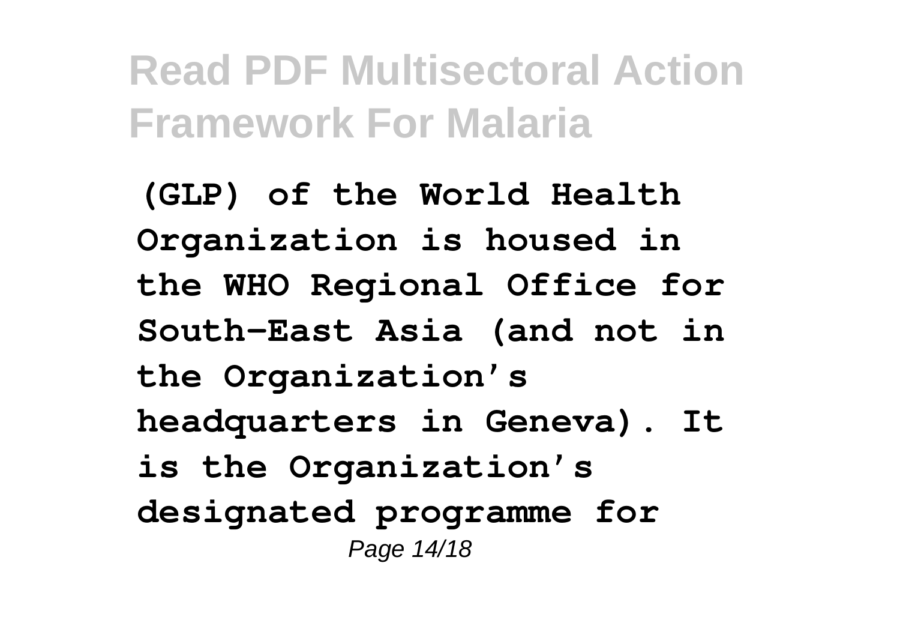**(GLP) of the World Health Organization is housed in the WHO Regional Office for South-East Asia (and not in the Organization's headquarters in Geneva). It is the Organization's designated programme for**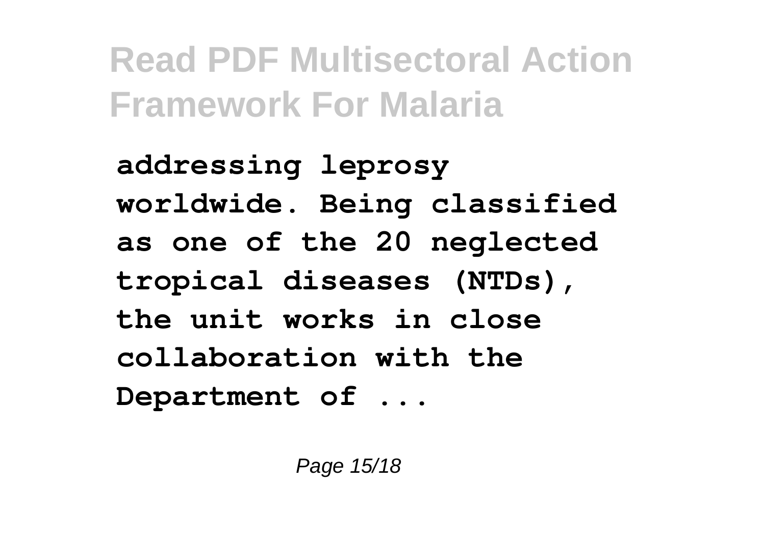**addressing leprosy worldwide. Being classified as one of the 20 neglected tropical diseases (NTDs), the unit works in close collaboration with the Department of ...**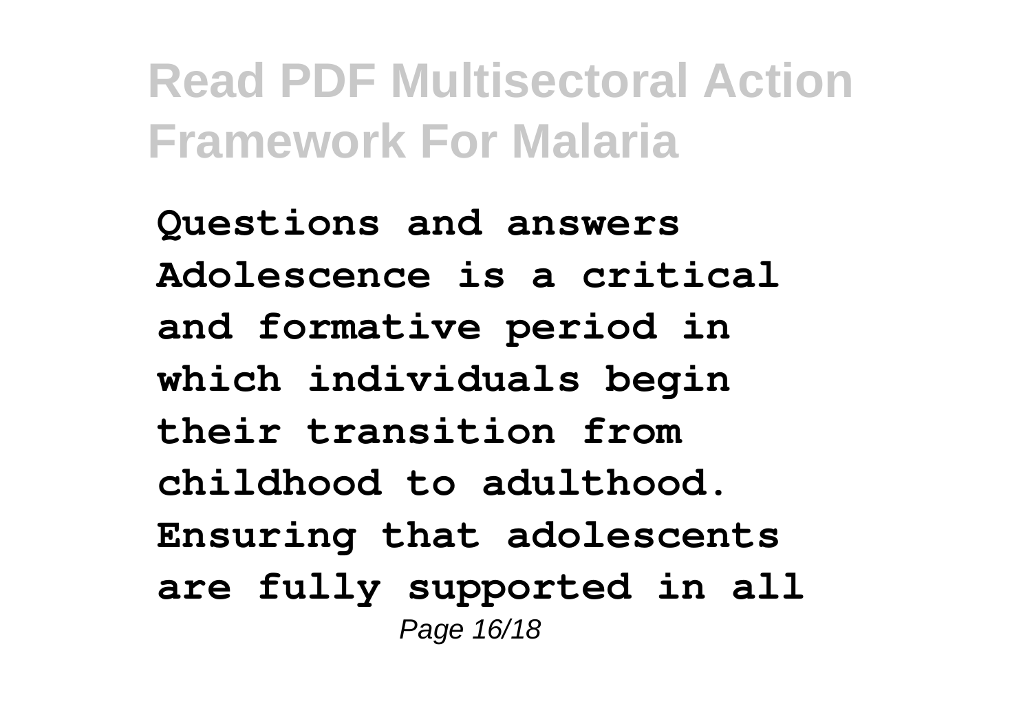**Questions and answers Adolescence is a critical and formative period in which individuals begin their transition from childhood to adulthood. Ensuring that adolescents are fully supported in all**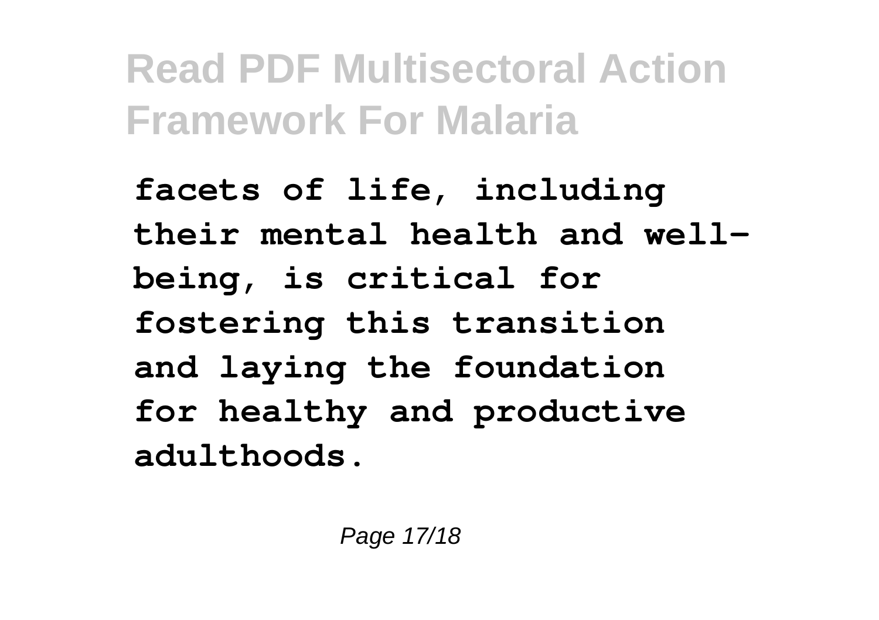**facets of life, including their mental health and well-being, is critical for fostering this transition and laying the foundation for healthy and productive adulthoods.**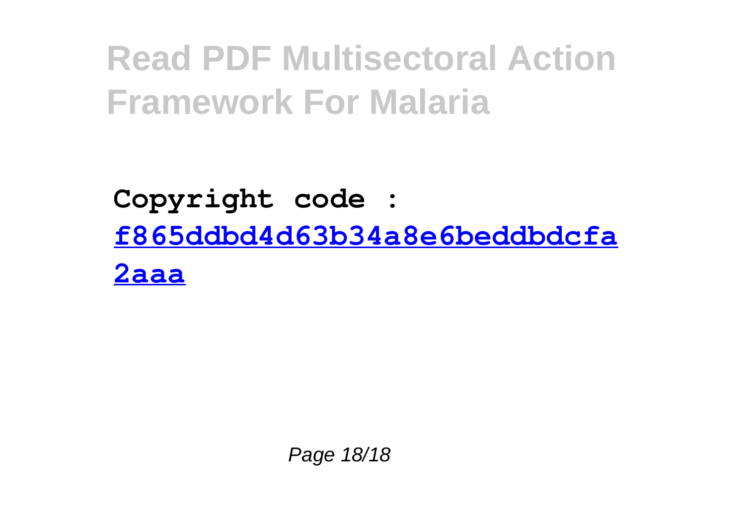**Copyright code : [f865ddbd4d63b34a8e6beddbdcfa2aaa](f865ddbd4d63b34a8e6beddbdcfa2aaa)**